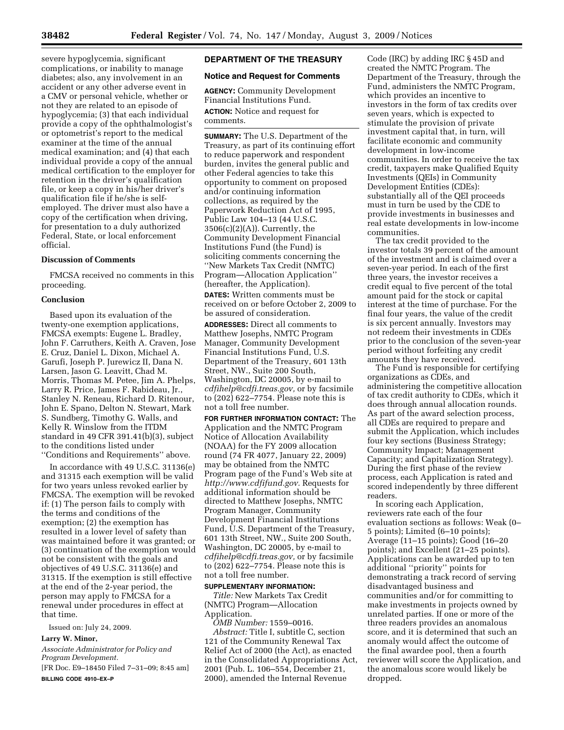severe hypoglycemia, significant complications, or inability to manage diabetes; also, any involvement in an accident or any other adverse event in a CMV or personal vehicle, whether or not they are related to an episode of hypoglycemia; (3) that each individual provide a copy of the ophthalmologist's or optometrist's report to the medical examiner at the time of the annual medical examination; and (4) that each individual provide a copy of the annual medical certification to the employer for retention in the driver's qualification file, or keep a copy in his/her driver's qualification file if he/she is self-employed. The driver must also have a copy of the certification when driving, for presentation to a duly authorized Federal, State, or local enforcement official.

**Discussion of Comments**

FMCSA received no comments in this proceeding.

**Conclusion**

Based upon its evaluation of the twenty-one exemption applications, FMCSA exempts: Eugene L. Bradley, John F. Carruthers, Keith A. Craven, Jose E. Cruz, Daniel L. Dixon, Michael A. Garufi, Joseph P. Jurewicz II, Dana N. Larsen, Jason G. Leavitt, Chad M. Morris, Thomas M. Petee, Jim A. Phelps, Larry R. Price, James F. Rabideau, Jr., Stanley N. Reneau, Richard D. Ritenour, John E. Spano, Delton N. Stewart, Mark S. Sundberg, Timothy G. Walls, and Kelly R. Winslow from the ITDM standard in 49 CFR 391.41(b)(3), subject to the conditions listed under ''Conditions and Requirements'' above.

In accordance with 49 U.S.C. 31136(e) and 31315 each exemption will be valid for two years unless revoked earlier by FMCSA. The exemption will be revoked if: (1) The person fails to comply with the terms and conditions of the exemption; (2) the exemption has resulted in a lower level of safety than was maintained before it was granted; or (3) continuation of the exemption would not be consistent with the goals and objectives of 49 U.S.C. 31136(e) and 31315. If the exemption is still effective at the end of the 2-year period, the person may apply to FMCSA for a renewal under procedures in effect at that time.

Issued on: July 24, 2009.

**Larry W. Minor,**

*Associate Administrator for Policy and Program Development.*

[FR Doc. E9–18450 Filed 7–31–09; 8:45 am]

**BILLING CODE 4910–EX–P**

## DEPARTMENT OF THE TREASURY

### Notice and Request for Comments

**AGENCY:** Community Development Financial Institutions Fund.

**ACTION:** Notice and request for comments.

**SUMMARY:** The U.S. Department of the Treasury, as part of its continuing effort to reduce paperwork and respondent burden, invites the general public and other Federal agencies to take this opportunity to comment on proposed and/or continuing information collections, as required by the Paperwork Reduction Act of 1995, Public Law 104–13 (44 U.S.C. 3506(c)(2)(A)). Currently, the Community Development Financial Institutions Fund (the Fund) is soliciting comments concerning the ''New Markets Tax Credit (NMTC) Program—Allocation Application'' (hereafter, the Application).

**DATES:** Written comments must be received on or before October 2, 2009 to be assured of consideration.

**ADDRESSES:** Direct all comments to Matthew Josephs, NMTC Program Manager, Community Development Financial Institutions Fund, U.S. Department of the Treasury, 601 13th Street, NW., Suite 200 South, Washington, DC 20005, by e-mail to *cdfihelp@cdfi.treas.gov,* or by facsimile to (202) 622–7754. Please note this is not a toll free number.

**FOR FURTHER INFORMATION CONTACT:** The Application and the NMTC Program Notice of Allocation Availability (NOAA) for the FY 2009 allocation round (74 FR 4077, January 22, 2009) may be obtained from the NMTC Program page of the Fund's Web site at *http://www.cdfifund.gov.* Requests for additional information should be directed to Matthew Josephs, NMTC Program Manager, Community Development Financial Institutions Fund, U.S. Department of the Treasury, 601 13th Street, NW., Suite 200 South, Washington, DC 20005, by e-mail to *cdfihelp@cdfi.treas.gov,* or by facsimile to (202) 622–7754. Please note this is not a toll free number.

**SUPPLEMENTARY INFORMATION:**

*Title:* New Markets Tax Credit (NMTC) Program—Allocation Application.

*OMB Number:* 1559–0016.

*Abstract:* Title I, subtitle C, section 121 of the Community Renewal Tax Relief Act of 2000 (the Act), as enacted in the Consolidated Appropriations Act, 2001 (Pub. L. 106–554, December 21, 2000), amended the Internal Revenue Code (IRC) by adding IRC § 45D and created the NMTC Program. The Department of the Treasury, through the Fund, administers the NMTC Program, which provides an incentive to investors in the form of tax credits over seven years, which is expected to stimulate the provision of private investment capital that, in turn, will facilitate economic and community development in low-income communities. In order to receive the tax credit, taxpayers make Qualified Equity Investments (QEIs) in Community Development Entities (CDEs): substantially all of the QEI proceeds must in turn be used by the CDE to provide investments in businesses and real estate developments in low-income communities.

The tax credit provided to the investor totals 39 percent of the amount of the investment and is claimed over a seven-year period. In each of the first three years, the investor receives a credit equal to five percent of the total amount paid for the stock or capital interest at the time of purchase. For the final four years, the value of the credit is six percent annually. Investors may not redeem their investments in CDEs prior to the conclusion of the seven-year period without forfeiting any credit amounts they have received.

The Fund is responsible for certifying organizations as CDEs, and administering the competitive allocation of tax credit authority to CDEs, which it does through annual allocation rounds. As part of the award selection process, all CDEs are required to prepare and submit the Application, which includes four key sections (Business Strategy; Community Impact; Management Capacity; and Capitalization Strategy). During the first phase of the review process, each Application is rated and scored independently by three different readers.

In scoring each Application, reviewers rate each of the four evaluation sections as follows: Weak (0–5 points); Limited (6–10 points); Average (11–15 points); Good (16–20 points); and Excellent (21–25 points). Applications can be awarded up to ten additional ''priority'' points for demonstrating a track record of serving disadvantaged business and communities and/or for committing to make investments in projects owned by unrelated parties. If one or more of the three readers provides an anomalous score, and it is determined that such an anomaly would affect the outcome of the final awardee pool, then a fourth reviewer will score the Application, and the anomalous score would likely be dropped.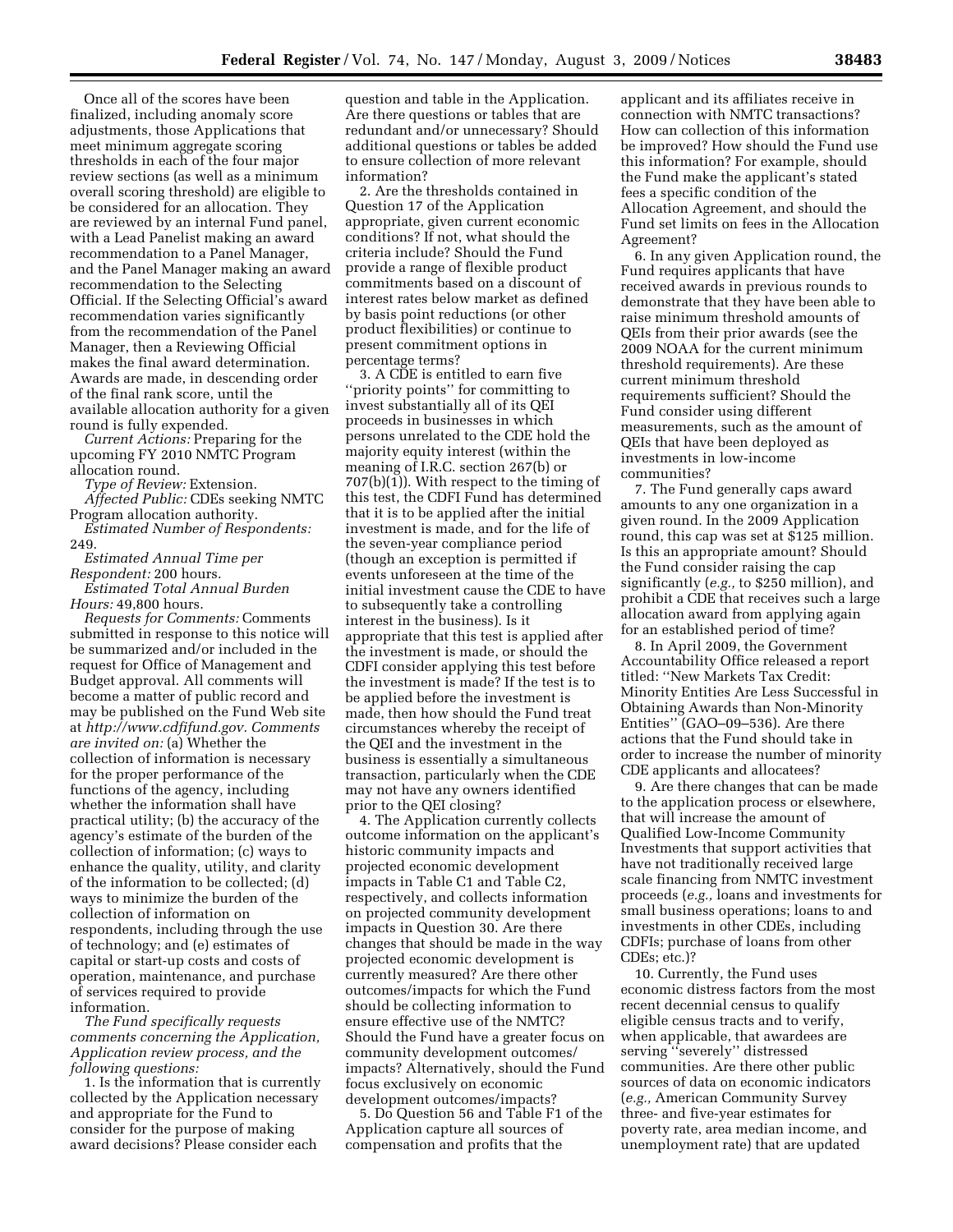Once all of the scores have been finalized, including anomaly score adjustments, those Applications that meet minimum aggregate scoring thresholds in each of the four major review sections (as well as a minimum overall scoring threshold) are eligible to be considered for an allocation. They are reviewed by an internal Fund panel, with a Lead Panelist making an award recommendation to a Panel Manager, and the Panel Manager making an award recommendation to the Selecting Official. If the Selecting Official's award recommendation varies significantly from the recommendation of the Panel Manager, then a Reviewing Official makes the final award determination. Awards are made, in descending order of the final rank score, until the available allocation authority for a given round is fully expended.

*Current Actions:* Preparing for the upcoming FY 2010 NMTC Program allocation round.

*Type of Review:* Extension.

*Affected Public:* CDEs seeking NMTC Program allocation authority.

*Estimated Number of Respondents:* 249.

*Estimated Annual Time per Respondent:* 200 hours.

*Estimated Total Annual Burden Hours:* 49,800 hours.

*Requests for Comments:* Comments submitted in response to this notice will be summarized and/or included in the request for Office of Management and Budget approval. All comments will become a matter of public record and may be published on the Fund Web site at *http://www.cdfifund.gov. Comments are invited on:* (a) Whether the collection of information is necessary for the proper performance of the functions of the agency, including whether the information shall have practical utility; (b) the accuracy of the agency's estimate of the burden of the collection of information; (c) ways to enhance the quality, utility, and clarity of the information to be collected; (d) ways to minimize the burden of the collection of information on respondents, including through the use of technology; and (e) estimates of capital or start-up costs and costs of operation, maintenance, and purchase of services required to provide information.

*The Fund specifically requests comments concerning the Application, Application review process, and the following questions:*

1. Is the information that is currently collected by the Application necessary and appropriate for the Fund to consider for the purpose of making award decisions? Please consider each question and table in the Application. Are there questions or tables that are redundant and/or unnecessary? Should additional questions or tables be added to ensure collection of more relevant information?

2. Are the thresholds contained in Question 17 of the Application appropriate, given current economic conditions? If not, what should the criteria include? Should the Fund provide a range of flexible product commitments based on a discount of interest rates below market as defined by basis point reductions (or other product flexibilities) or continue to present commitment options in percentage terms?

3. A CDE is entitled to earn five "priority points" for committing to invest substantially all of its QEI proceeds in businesses in which persons unrelated to the CDE hold the majority equity interest (within the meaning of I.R.C. section 267(b) or 707(b)(1)). With respect to the timing of this test, the CDFI Fund has determined that it is to be applied after the initial investment is made, and for the life of the seven-year compliance period (though an exception is permitted if events unforeseen at the time of the initial investment cause the CDE to have to subsequently take a controlling interest in the business). Is it appropriate that this test is applied after the investment is made, or should the CDFI consider applying this test before the investment is made? If the test is to be applied before the investment is made, then how should the Fund treat circumstances whereby the receipt of the QEI and the investment in the business is essentially a simultaneous transaction, particularly when the CDE may not have any owners identified prior to the QEI closing?

4. The Application currently collects outcome information on the applicant's historic community impacts and projected economic development impacts in Table C1 and Table C2, respectively, and collects information on projected community development impacts in Question 30. Are there changes that should be made in the way projected economic development is currently measured? Are there other outcomes/impacts for which the Fund should be collecting information to ensure effective use of the NMTC? Should the Fund have a greater focus on community development outcomes/impacts? Alternatively, should the Fund focus exclusively on economic development outcomes/impacts?

5. Do Question 56 and Table F1 of the Application capture all sources of compensation and profits that the applicant and its affiliates receive in connection with NMTC transactions? How can collection of this information be improved? How should the Fund use this information? For example, should the Fund make the applicant's stated fees a specific condition of the Allocation Agreement, and should the Fund set limits on fees in the Allocation Agreement?

6. In any given Application round, the Fund requires applicants that have received awards in previous rounds to demonstrate that they have been able to raise minimum threshold amounts of QEIs from their prior awards (see the 2009 NOAA for the current minimum threshold requirements). Are these current minimum threshold requirements sufficient? Should the Fund consider using different measurements, such as the amount of QEIs that have been deployed as investments in low-income communities?

7. The Fund generally caps award amounts to any one organization in a given round. In the 2009 Application round, this cap was set at $125 million. Is this an appropriate amount? Should the Fund consider raising the cap significantly (*e.g.,* to $250 million), and prohibit a CDE that receives such a large allocation award from applying again for an established period of time?

8. In April 2009, the Government Accountability Office released a report titled: "New Markets Tax Credit: Minority Entities Are Less Successful in Obtaining Awards than Non-Minority Entities" (GAO–09–536). Are there actions that the Fund should take in order to increase the number of minority CDE applicants and allocatees?

9. Are there changes that can be made to the application process or elsewhere, that will increase the amount of Qualified Low-Income Community Investments that support activities that have not traditionally received large scale financing from NMTC investment proceeds (*e.g.,* loans and investments for small business operations; loans to and investments in other CDEs, including CDFIs; purchase of loans from other CDEs; etc.)?

10. Currently, the Fund uses economic distress factors from the most recent decennial census to qualify eligible census tracts and to verify, when applicable, that awardees are serving "severely" distressed communities. Are there other public sources of data on economic indicators (*e.g.,* American Community Survey three- and five-year estimates for poverty rate, area median income, and unemployment rate) that are updated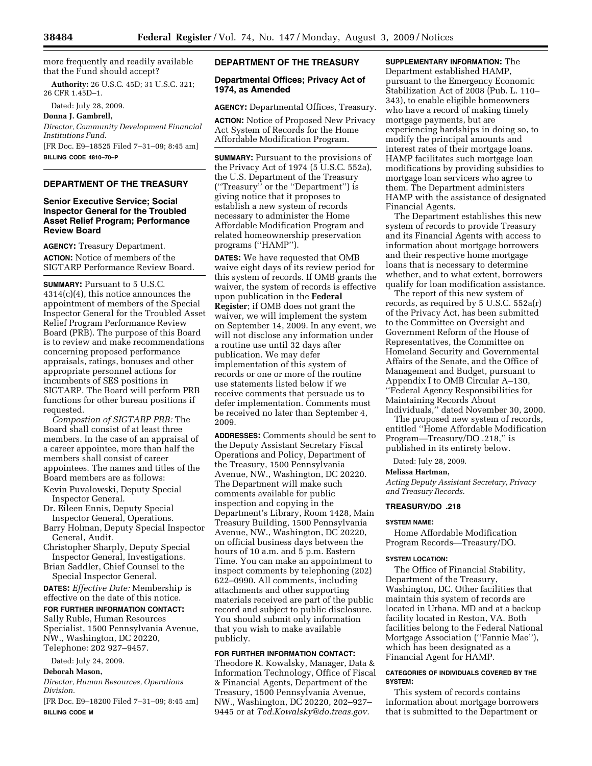more frequently and readily available that the Fund should accept?

**Authority:** 26 U.S.C. 45D; 31 U.S.C. 321; 26 CFR 1.45D–1.

Dated: July 28, 2009.

**Donna J. Gambrell,**

*Director, Community Development Financial Institutions Fund.*

[FR Doc. E9–18525 Filed 7–31–09; 8:45 am]

**BILLING CODE 4810–70–P**

## DEPARTMENT OF THE TREASURY

### Senior Executive Service; Social Inspector General for the Troubled Asset Relief Program; Performance Review Board

**AGENCY:** Treasury Department.

**ACTION:** Notice of members of the SIGTARP Performance Review Board.

**SUMMARY:** Pursuant to 5 U.S.C. 4314(c)(4), this notice announces the appointment of members of the Special Inspector General for the Troubled Asset Relief Program Performance Review Board (PRB). The purpose of this Board is to review and make recommendations concerning proposed performance appraisals, ratings, bonuses and other appropriate personnel actions for incumbents of SES positions in SIGTARP. The Board will perform PRB functions for other bureau positions if requested.

*Compostion of SIGTARP PRB:* The Board shall consist of at least three members. In the case of an appraisal of a career appointee, more than half the members shall consist of career appointees. The names and titles of the Board members are as follows:

Kevin Puvalowski, Deputy Special Inspector General.
Dr. Eileen Ennis, Deputy Special Inspector General, Operations.
Barry Holman, Deputy Special Inspector General, Audit.
Christopher Sharply, Deputy Special Inspector General, Investigations.
Brian Saddler, Chief Counsel to the Special Inspector General.

**DATES:** *Effective Date:* Membership is effective on the date of this notice.

**FOR FURTHER INFORMATION CONTACT:** Sally Ruble, Human Resources Specialist, 1500 Pennsylvania Avenue, NW., Washington, DC 20220, Telephone: 202 927–9457.

Dated: July 24, 2009.

**Deborah Mason,**

*Director, Human Resources, Operations Division.*

[FR Doc. E9–18200 Filed 7–31–09; 8:45 am]

**BILLING CODE M**

## DEPARTMENT OF THE TREASURY

### Departmental Offices; Privacy Act of 1974, as Amended

**AGENCY:** Departmental Offices, Treasury.

**ACTION:** Notice of Proposed New Privacy Act System of Records for the Home Affordable Modification Program.

**SUMMARY:** Pursuant to the provisions of the Privacy Act of 1974 (5 U.S.C. 552a), the U.S. Department of the Treasury (''Treasury'' or the ''Department'') is giving notice that it proposes to establish a new system of records necessary to administer the Home Affordable Modification Program and related homeownership preservation programs (''HAMP'').

**DATES:** We have requested that OMB waive eight days of its review period for this system of records. If OMB grants the waiver, the system of records is effective upon publication in the **Federal Register**; if OMB does not grant the waiver, we will implement the system on September 14, 2009. In any event, we will not disclose any information under a routine use until 32 days after publication. We may defer implementation of this system of records or one or more of the routine use statements listed below if we receive comments that persuade us to defer implementation. Comments must be received no later than September 4, 2009.

**ADDRESSES:** Comments should be sent to the Deputy Assistant Secretary Fiscal Operations and Policy, Department of the Treasury, 1500 Pennsylvania Avenue, NW., Washington, DC 20220. The Department will make such comments available for public inspection and copying in the Department's Library, Room 1428, Main Treasury Building, 1500 Pennsylvania Avenue, NW., Washington, DC 20220, on official business days between the hours of 10 a.m. and 5 p.m. Eastern Time. You can make an appointment to inspect comments by telephoning (202) 622–0990. All comments, including attachments and other supporting materials received are part of the public record and subject to public disclosure. You should submit only information that you wish to make available publicly.

**FOR FURTHER INFORMATION CONTACT:** Theodore R. Kowalsky, Manager, Data & Information Technology, Office of Fiscal & Financial Agents, Department of the Treasury, 1500 Pennsylvania Avenue, NW., Washington, DC 20220, 202–927–9445 or at *Ted.Kowalsky@do.treas.gov.*

**SUPPLEMENTARY INFORMATION:** The Department established HAMP, pursuant to the Emergency Economic Stabilization Act of 2008 (Pub. L. 110–343), to enable eligible homeowners who have a record of making timely mortgage payments, but are experiencing hardships in doing so, to modify the principal amounts and interest rates of their mortgage loans. HAMP facilitates such mortgage loan modifications by providing subsidies to mortgage loan servicers who agree to them. The Department administers HAMP with the assistance of designated Financial Agents.

The Department establishes this new system of records to provide Treasury and its Financial Agents with access to information about mortgage borrowers and their respective home mortgage loans that is necessary to determine whether, and to what extent, borrowers qualify for loan modification assistance.

The report of this new system of records, as required by 5 U.S.C. 552a(r) of the Privacy Act, has been submitted to the Committee on Oversight and Government Reform of the House of Representatives, the Committee on Homeland Security and Governmental Affairs of the Senate, and the Office of Management and Budget, pursuant to Appendix I to OMB Circular A–130, ''Federal Agency Responsibilities for Maintaining Records About Individuals,'' dated November 30, 2000.

The proposed new system of records, entitled ''Home Affordable Modification Program—Treasury/DO .218,'' is published in its entirety below.

Dated: July 28, 2009.

**Melissa Hartman,**

*Acting Deputy Assistant Secretary, Privacy and Treasury Records.*

#### TREASURY/DO .218

##### SYSTEM NAME:

Home Affordable Modification Program Records—Treasury/DO.

##### SYSTEM LOCATION:

The Office of Financial Stability, Department of the Treasury, Washington, DC. Other facilities that maintain this system of records are located in Urbana, MD and at a backup facility located in Reston, VA. Both facilities belong to the Federal National Mortgage Association (''Fannie Mae''), which has been designated as a Financial Agent for HAMP.

##### CATEGORIES OF INDIVIDUALS COVERED BY THE SYSTEM:

This system of records contains information about mortgage borrowers that is submitted to the Department or